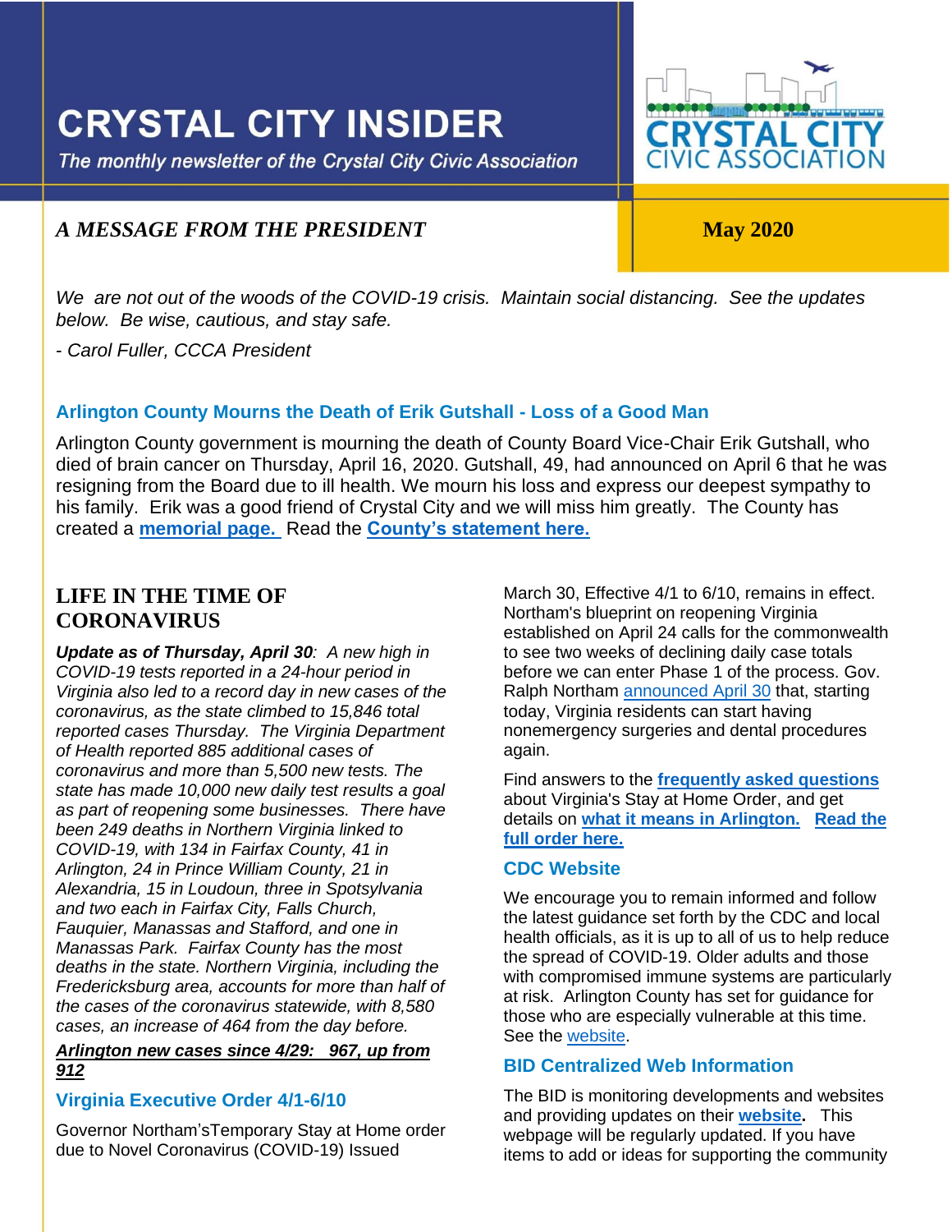# CRYSTAL CITY INSIDER

*The monthly newsletter of the Crystal City Civic Association*

CRYSTAL CITY CIVIC ASSOCIATION

## *A MESSAGE FROM THE PRESIDENT*

**May 2020**

*We are not out of the woods of the COVID-19 crisis. Maintain social distancing. See the updates below. Be wise, cautious, and stay safe.*

*- Carol Fuller, CCCA President*

### Arlington County Mourns the Death of Erik Gutshall - Loss of a Good Man

Arlington County government is mourning the death of County Board Vice-Chair Erik Gutshall, who died of brain cancer on Thursday, April 16, 2020. Gutshall, 49, had announced on April 6 that he was resigning from the Board due to ill health. We mourn his loss and express our deepest sympathy to his family. Erik was a good friend of Crystal City and we will miss him greatly. The County has created a **memorial page.** Read the **County's statement here.**

## LIFE IN THE TIME OF CORONAVIRUS

***Update as of Thursday, April 30**: A new high in COVID-19 tests reported in a 24-hour period in Virginia also led to a record day in new cases of the coronavirus, as the state climbed to 15,846 total reported cases Thursday. The Virginia Department of Health reported 885 additional cases of coronavirus and more than 5,500 new tests. The state has made 10,000 new daily test results a goal as part of reopening some businesses. There have been 249 deaths in Northern Virginia linked to COVID-19, with 134 in Fairfax County, 41 in Arlington, 24 in Prince William County, 21 in Alexandria, 15 in Loudoun, three in Spotsylvania and two each in Fairfax City, Falls Church, Fauquier, Manassas and Stafford, and one in Manassas Park. Fairfax County has the most deaths in the state. Northern Virginia, including the Fredericksburg area, accounts for more than half of the cases of the coronavirus statewide, with 8,580 cases, an increase of 464 from the day before.*

***Arlington new cases since 4/29: 967, up from 912***

### Virginia Executive Order 4/1-6/10

Governor Northam'sTemporary Stay at Home order due to Novel Coronavirus (COVID-19) Issued March 30, Effective 4/1 to 6/10, remains in effect. Northam's blueprint on reopening Virginia established on April 24 calls for the commonwealth to see two weeks of declining daily case totals before we can enter Phase 1 of the process. Gov. Ralph Northam announced April 30 that, starting today, Virginia residents can start having nonemergency surgeries and dental procedures again.

Find answers to the **frequently asked questions** about Virginia's Stay at Home Order, and get details on **what it means in Arlington.** **Read the full order here.**

### CDC Website

We encourage you to remain informed and follow the latest guidance set forth by the CDC and local health officials, as it is up to all of us to help reduce the spread of COVID-19. Older adults and those with compromised immune systems are particularly at risk. Arlington County has set for guidance for those who are especially vulnerable at this time. See the website.

### BID Centralized Web Information

The BID is monitoring developments and websites and providing updates on their **website.** This webpage will be regularly updated. If you have items to add or ideas for supporting the community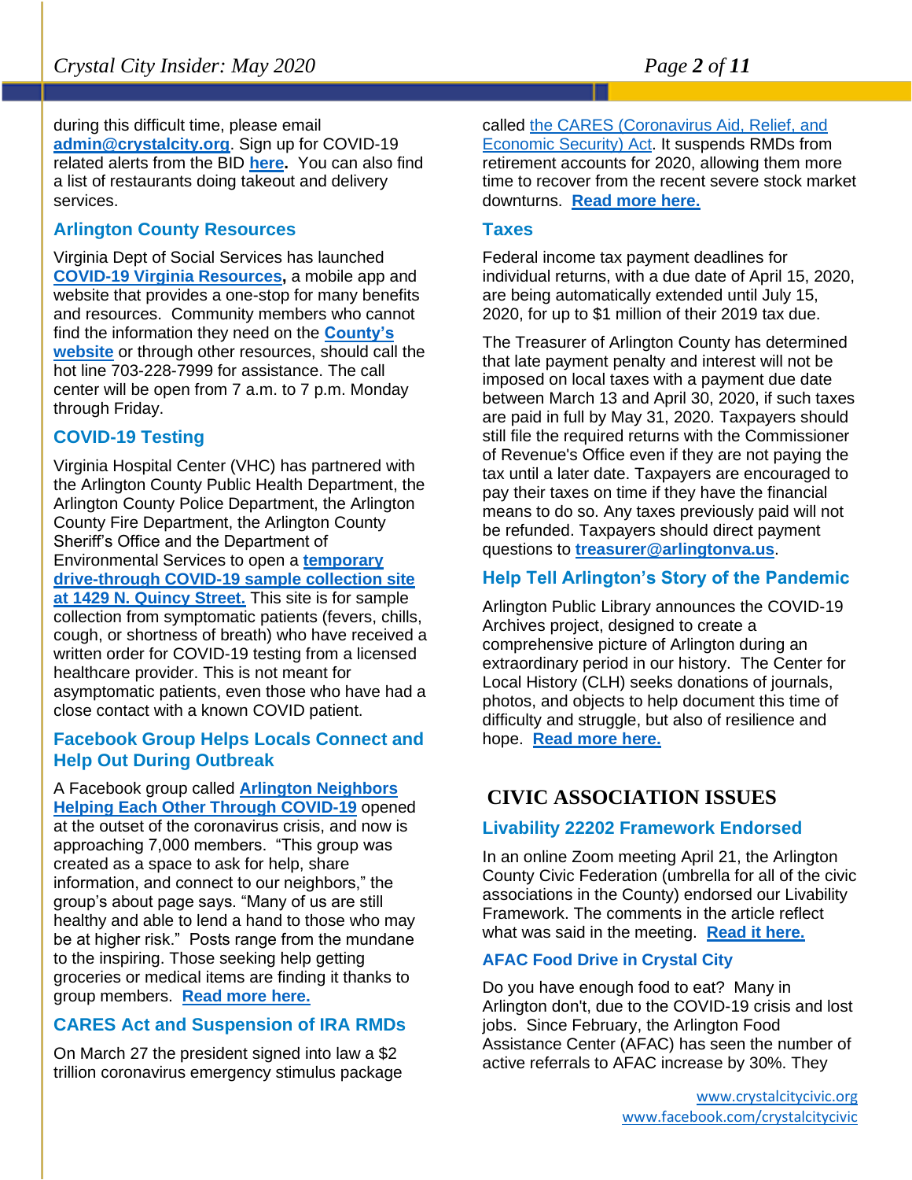during this difficult time, please email **admin@crystalcity.org**. Sign up for COVID-19 related alerts from the BID **here**. You can also find a list of restaurants doing takeout and delivery services.

### Arlington County Resources

Virginia Dept of Social Services has launched **COVID-19 Virginia Resources**, a mobile app and website that provides a one-stop for many benefits and resources. Community members who cannot find the information they need on the **County's website** or through other resources, should call the hot line 703-228-7999 for assistance. The call center will be open from 7 a.m. to 7 p.m. Monday through Friday.

### COVID-19 Testing

Virginia Hospital Center (VHC) has partnered with the Arlington County Public Health Department, the Arlington County Police Department, the Arlington County Fire Department, the Arlington County Sheriff's Office and the Department of Environmental Services to open a **temporary drive-through COVID-19 sample collection site at 1429 N. Quincy Street.** This site is for sample collection from symptomatic patients (fevers, chills, cough, or shortness of breath) who have received a written order for COVID-19 testing from a licensed healthcare provider. This is not meant for asymptomatic patients, even those who have had a close contact with a known COVID patient.

### Facebook Group Helps Locals Connect and Help Out During Outbreak

A Facebook group called **Arlington Neighbors Helping Each Other Through COVID-19** opened at the outset of the coronavirus crisis, and now is approaching 7,000 members. "This group was created as a space to ask for help, share information, and connect to our neighbors," the group's about page says. "Many of us are still healthy and able to lend a hand to those who may be at higher risk." Posts range from the mundane to the inspiring. Those seeking help getting groceries or medical items are finding it thanks to group members. **Read more here.**

### CARES Act and Suspension of IRA RMDs

On March 27 the president signed into law a $2 trillion coronavirus emergency stimulus package called the CARES (Coronavirus Aid, Relief, and Economic Security) Act. It suspends RMDs from retirement accounts for 2020, allowing them more time to recover from the recent severe stock market downturns. **Read more here.**

### Taxes

Federal income tax payment deadlines for individual returns, with a due date of April 15, 2020, are being automatically extended until July 15, 2020, for up to $1 million of their 2019 tax due.

The Treasurer of Arlington County has determined that late payment penalty and interest will not be imposed on local taxes with a payment due date between March 13 and April 30, 2020, if such taxes are paid in full by May 31, 2020. Taxpayers should still file the required returns with the Commissioner of Revenue's Office even if they are not paying the tax until a later date. Taxpayers are encouraged to pay their taxes on time if they have the financial means to do so. Any taxes previously paid will not be refunded. Taxpayers should direct payment questions to **treasurer@arlingtonva.us**.

### Help Tell Arlington's Story of the Pandemic

Arlington Public Library announces the COVID-19 Archives project, designed to create a comprehensive picture of Arlington during an extraordinary period in our history. The Center for Local History (CLH) seeks donations of journals, photos, and objects to help document this time of difficulty and struggle, but also of resilience and hope. **Read more here.**

## CIVIC ASSOCIATION ISSUES

### Livability 22202 Framework Endorsed

In an online Zoom meeting April 21, the Arlington County Civic Federation (umbrella for all of the civic associations in the County) endorsed our Livability Framework. The comments in the article reflect what was said in the meeting. **Read it here.**

### AFAC Food Drive in Crystal City

Do you have enough food to eat? Many in Arlington don't, due to the COVID-19 crisis and lost jobs. Since February, the Arlington Food Assistance Center (AFAC) has seen the number of active referrals to AFAC increase by 30%. They

www.crystalcitycivic.org
www.facebook.com/crystalcitycivic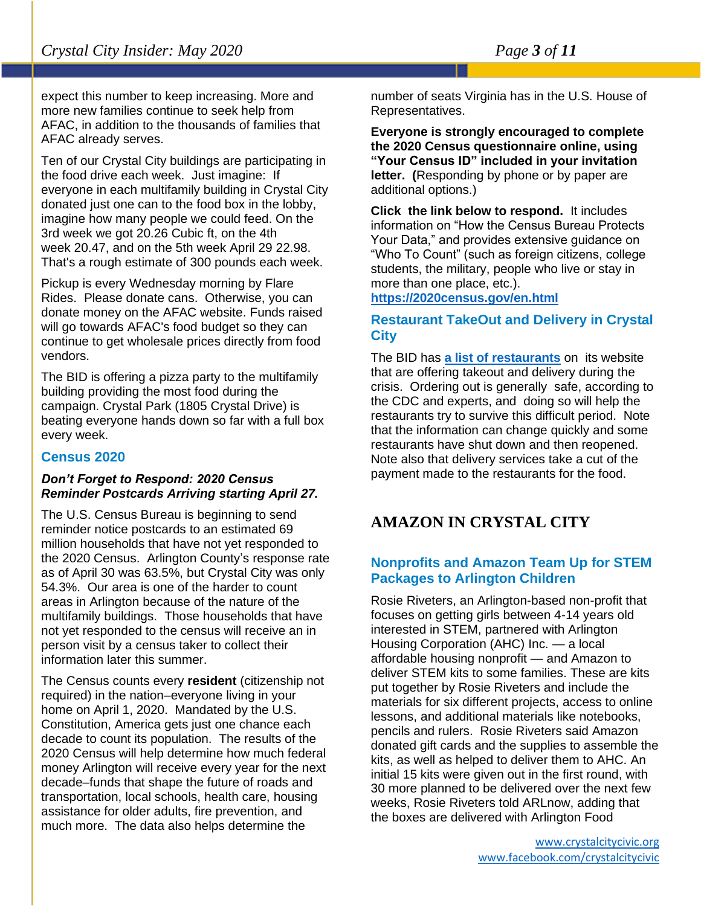expect this number to keep increasing. More and more new families continue to seek help from AFAC, in addition to the thousands of families that AFAC already serves.

Ten of our Crystal City buildings are participating in the food drive each week. Just imagine: If everyone in each multifamily building in Crystal City donated just one can to the food box in the lobby, imagine how many people we could feed. On the 3rd week we got 20.26 Cubic ft, on the 4th week 20.47, and on the 5th week April 29 22.98. That's a rough estimate of 300 pounds each week.

Pickup is every Wednesday morning by Flare Rides. Please donate cans. Otherwise, you can donate money on the AFAC website. Funds raised will go towards AFAC's food budget so they can continue to get wholesale prices directly from food vendors.

The BID is offering a pizza party to the multifamily building providing the most food during the campaign. Crystal Park (1805 Crystal Drive) is beating everyone hands down so far with a full box every week.

### Census 2020

***Don't Forget to Respond: 2020 Census Reminder Postcards Arriving starting April 27.***

The U.S. Census Bureau is beginning to send reminder notice postcards to an estimated 69 million households that have not yet responded to the 2020 Census. Arlington County's response rate as of April 30 was 63.5%, but Crystal City was only 54.3%. Our area is one of the harder to count areas in Arlington because of the nature of the multifamily buildings. Those households that have not yet responded to the census will receive an in person visit by a census taker to collect their information later this summer.

The Census counts every **resident** (citizenship not required) in the nation–everyone living in your home on April 1, 2020. Mandated by the U.S. Constitution, America gets just one chance each decade to count its population. The results of the 2020 Census will help determine how much federal money Arlington will receive every year for the next decade–funds that shape the future of roads and transportation, local schools, health care, housing assistance for older adults, fire prevention, and much more. The data also helps determine the number of seats Virginia has in the U.S. House of Representatives.

**Everyone is strongly encouraged to complete the 2020 Census questionnaire online, using "Your Census ID" included in your invitation letter. (**Responding by phone or by paper are additional options.)

**Click the link below to respond.** It includes information on "How the Census Bureau Protects Your Data," and provides extensive guidance on "Who To Count" (such as foreign citizens, college students, the military, people who live or stay in more than one place, etc.).
**https://2020census.gov/en.html**

### Restaurant TakeOut and Delivery in Crystal City

The BID has **a list of restaurants** on its website that are offering takeout and delivery during the crisis. Ordering out is generally safe, according to the CDC and experts, and doing so will help the restaurants try to survive this difficult period. Note that the information can change quickly and some restaurants have shut down and then reopened. Note also that delivery services take a cut of the payment made to the restaurants for the food.

## AMAZON IN CRYSTAL CITY

### Nonprofits and Amazon Team Up for STEM Packages to Arlington Children

Rosie Riveters, an Arlington-based non-profit that focuses on getting girls between 4-14 years old interested in STEM, partnered with Arlington Housing Corporation (AHC) Inc. — a local affordable housing nonprofit — and Amazon to deliver STEM kits to some families. These are kits put together by Rosie Riveters and include the materials for six different projects, access to online lessons, and additional materials like notebooks, pencils and rulers. Rosie Riveters said Amazon donated gift cards and the supplies to assemble the kits, as well as helped to deliver them to AHC. An initial 15 kits were given out in the first round, with 30 more planned to be delivered over the next few weeks, Rosie Riveters told ARLnow, adding that the boxes are delivered with Arlington Food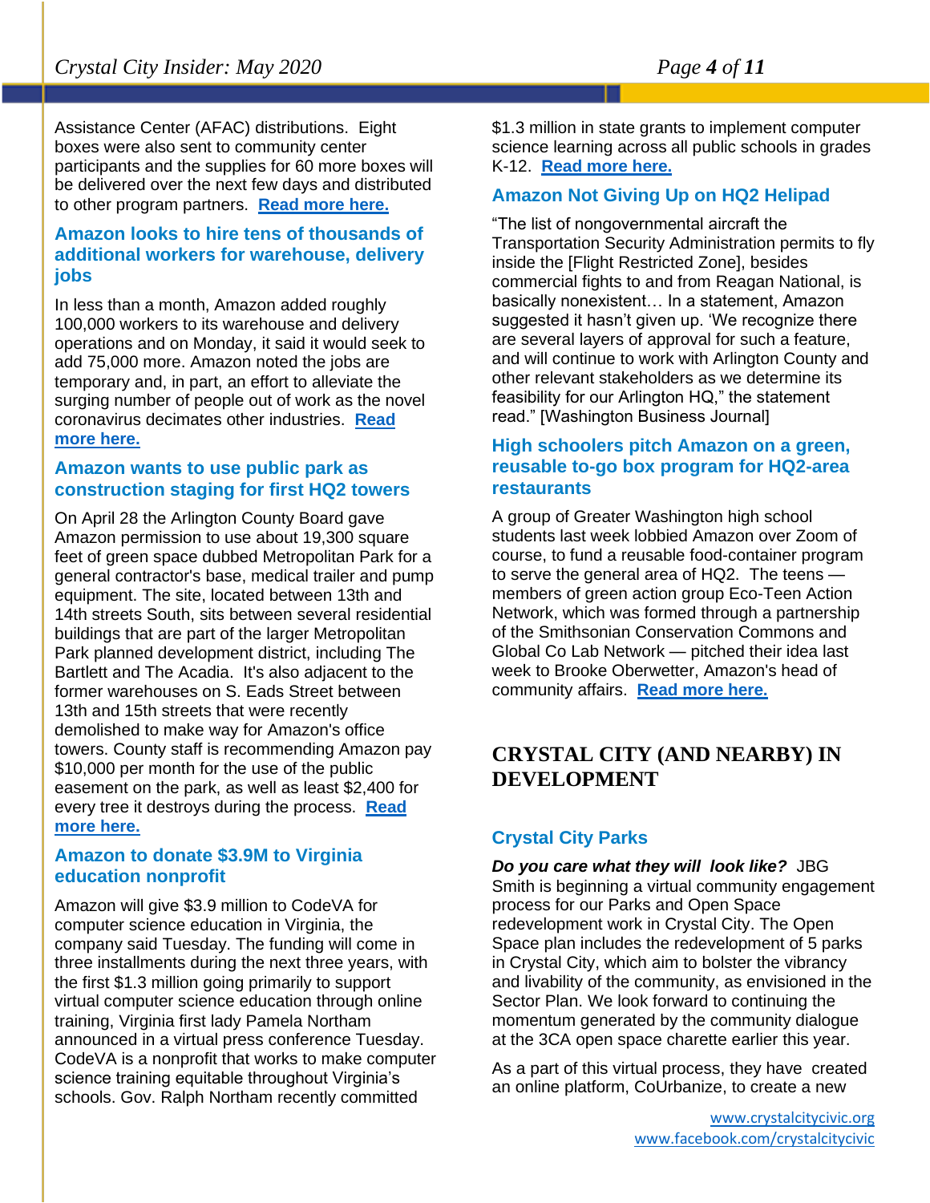Assistance Center (AFAC) distributions. Eight boxes were also sent to community center participants and the supplies for 60 more boxes will be delivered over the next few days and distributed to other program partners. **Read more here.**

### Amazon looks to hire tens of thousands of additional workers for warehouse, delivery jobs

In less than a month, Amazon added roughly 100,000 workers to its warehouse and delivery operations and on Monday, it said it would seek to add 75,000 more. Amazon noted the jobs are temporary and, in part, an effort to alleviate the surging number of people out of work as the novel coronavirus decimates other industries. **Read more here.**

### Amazon wants to use public park as construction staging for first HQ2 towers

On April 28 the Arlington County Board gave Amazon permission to use about 19,300 square feet of green space dubbed Metropolitan Park for a general contractor's base, medical trailer and pump equipment. The site, located between 13th and 14th streets South, sits between several residential buildings that are part of the larger Metropolitan Park planned development district, including The Bartlett and The Acadia. It's also adjacent to the former warehouses on S. Eads Street between 13th and 15th streets that were recently demolished to make way for Amazon's office towers. County staff is recommending Amazon pay $10,000 per month for the use of the public easement on the park, as well as least $2,400 for every tree it destroys during the process. **Read more here.**

### Amazon to donate $3.9M to Virginia education nonprofit

Amazon will give $3.9 million to CodeVA for computer science education in Virginia, the company said Tuesday. The funding will come in three installments during the next three years, with the first $1.3 million going primarily to support virtual computer science education through online training, Virginia first lady Pamela Northam announced in a virtual press conference Tuesday. CodeVA is a nonprofit that works to make computer science training equitable throughout Virginia's schools. Gov. Ralph Northam recently committed $1.3 million in state grants to implement computer science learning across all public schools in grades K-12. **Read more here.**

### Amazon Not Giving Up on HQ2 Helipad

"The list of nongovernmental aircraft the Transportation Security Administration permits to fly inside the [Flight Restricted Zone], besides commercial fights to and from Reagan National, is basically nonexistent… In a statement, Amazon suggested it hasn't given up. 'We recognize there are several layers of approval for such a feature, and will continue to work with Arlington County and other relevant stakeholders as we determine its feasibility for our Arlington HQ," the statement read." [Washington Business Journal]

### High schoolers pitch Amazon on a green, reusable to-go box program for HQ2-area restaurants

A group of Greater Washington high school students last week lobbied Amazon over Zoom of course, to fund a reusable food-container program to serve the general area of HQ2. The teens — members of green action group Eco-Teen Action Network, which was formed through a partnership of the Smithsonian Conservation Commons and Global Co Lab Network — pitched their idea last week to Brooke Oberwetter, Amazon's head of community affairs. **Read more here.**

## CRYSTAL CITY (AND NEARBY) IN DEVELOPMENT

### Crystal City Parks

***Do you care what they will look like?*** JBG Smith is beginning a virtual community engagement process for our Parks and Open Space redevelopment work in Crystal City. The Open Space plan includes the redevelopment of 5 parks in Crystal City, which aim to bolster the vibrancy and livability of the community, as envisioned in the Sector Plan. We look forward to continuing the momentum generated by the community dialogue at the 3CA open space charette earlier this year.

As a part of this virtual process, they have created an online platform, CoUrbanize, to create a new

www.crystalcitycivic.org
www.facebook.com/crystalcitycivic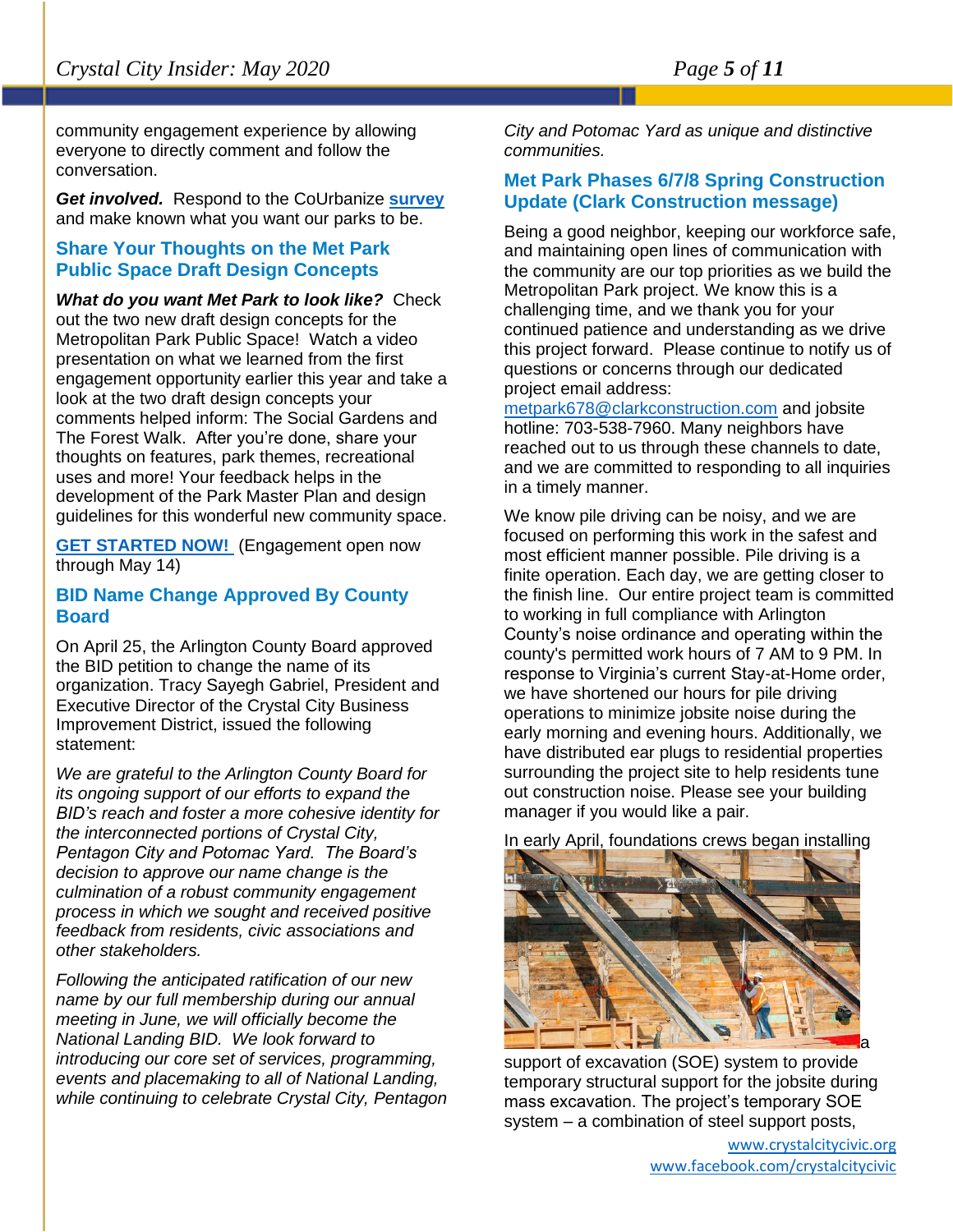community engagement experience by allowing everyone to directly comment and follow the conversation.

***Get involved.*** Respond to the CoUrbanize **survey** and make known what you want our parks to be.

## Share Your Thoughts on the Met Park Public Space Draft Design Concepts

***What do you want Met Park to look like?*** Check out the two new draft design concepts for the Metropolitan Park Public Space! Watch a video presentation on what we learned from the first engagement opportunity earlier this year and take a look at the two draft design concepts your comments helped inform: The Social Gardens and The Forest Walk. After you're done, share your thoughts on features, park themes, recreational uses and more! Your feedback helps in the development of the Park Master Plan and design guidelines for this wonderful new community space.

**GET STARTED NOW!** (Engagement open now through May 14)

## BID Name Change Approved By County Board

On April 25, the Arlington County Board approved the BID petition to change the name of its organization. Tracy Sayegh Gabriel, President and Executive Director of the Crystal City Business Improvement District, issued the following statement:

*We are grateful to the Arlington County Board for its ongoing support of our efforts to expand the BID's reach and foster a more cohesive identity for the interconnected portions of Crystal City, Pentagon City and Potomac Yard. The Board's decision to approve our name change is the culmination of a robust community engagement process in which we sought and received positive feedback from residents, civic associations and other stakeholders.*

*Following the anticipated ratification of our new name by our full membership during our annual meeting in June, we will officially become the National Landing BID. We look forward to introducing our core set of services, programming, events and placemaking to all of National Landing, while continuing to celebrate Crystal City, Pentagon City and Potomac Yard as unique and distinctive communities.*

## Met Park Phases 6/7/8 Spring Construction Update (Clark Construction message)

Being a good neighbor, keeping our workforce safe, and maintaining open lines of communication with the community are our top priorities as we build the Metropolitan Park project. We know this is a challenging time, and we thank you for your continued patience and understanding as we drive this project forward. Please continue to notify us of questions or concerns through our dedicated project email address: metpark678@clarkconstruction.com and jobsite hotline: 703-538-7960. Many neighbors have reached out to us through these channels to date, and we are committed to responding to all inquiries in a timely manner.

We know pile driving can be noisy, and we are focused on performing this work in the safest and most efficient manner possible. Pile driving is a finite operation. Each day, we are getting closer to the finish line. Our entire project team is committed to working in full compliance with Arlington County's noise ordinance and operating within the county's permitted work hours of 7 AM to 9 PM. In response to Virginia's current Stay-at-Home order, we have shortened our hours for pile driving operations to minimize jobsite noise during the early morning and evening hours. Additionally, we have distributed ear plugs to residential properties surrounding the project site to help residents tune out construction noise. Please see your building manager if you would like a pair.

In early April, foundations crews began installing a support of excavation (SOE) system to provide temporary structural support for the jobsite during mass excavation. The project's temporary SOE system – a combination of steel support posts,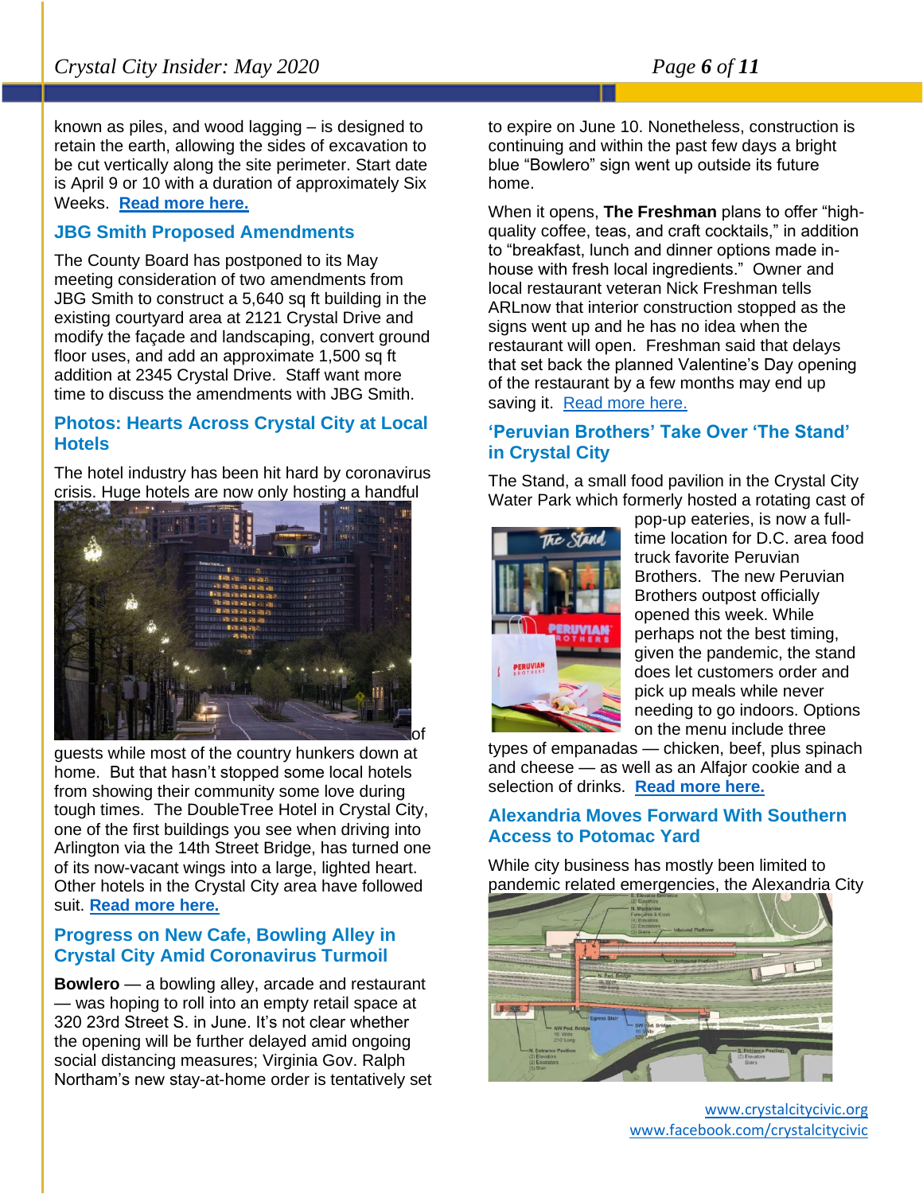known as piles, and wood lagging – is designed to retain the earth, allowing the sides of excavation to be cut vertically along the site perimeter. Start date is April 9 or 10 with a duration of approximately Six Weeks. **Read more here.**

## JBG Smith Proposed Amendments

The County Board has postponed to its May meeting consideration of two amendments from JBG Smith to construct a 5,640 sq ft building in the existing courtyard area at 2121 Crystal Drive and modify the façade and landscaping, convert ground floor uses, and add an approximate 1,500 sq ft addition at 2345 Crystal Drive. Staff want more time to discuss the amendments with JBG Smith.

## Photos: Hearts Across Crystal City at Local Hotels

The hotel industry has been hit hard by coronavirus crisis. Huge hotels are now only hosting a handful of guests while most of the country hunkers down at home. But that hasn't stopped some local hotels from showing their community some love during tough times. The DoubleTree Hotel in Crystal City, one of the first buildings you see when driving into Arlington via the 14th Street Bridge, has turned one of its now-vacant wings into a large, lighted heart. Other hotels in the Crystal City area have followed suit. **Read more here.**

## Progress on New Cafe, Bowling Alley in Crystal City Amid Coronavirus Turmoil

**Bowlero** — a bowling alley, arcade and restaurant — was hoping to roll into an empty retail space at 320 23rd Street S. in June. It's not clear whether the opening will be further delayed amid ongoing social distancing measures; Virginia Gov. Ralph Northam's new stay-at-home order is tentatively set to expire on June 10. Nonetheless, construction is continuing and within the past few days a bright blue "Bowlero" sign went up outside its future home.

When it opens, **The Freshman** plans to offer "high-quality coffee, teas, and craft cocktails," in addition to "breakfast, lunch and dinner options made in-house with fresh local ingredients." Owner and local restaurant veteran Nick Freshman tells ARLnow that interior construction stopped as the signs went up and he has no idea when the restaurant will open. Freshman said that delays that set back the planned Valentine's Day opening of the restaurant by a few months may end up saving it. Read more here.

## 'Peruvian Brothers' Take Over 'The Stand' in Crystal City

The Stand, a small food pavilion in the Crystal City Water Park which formerly hosted a rotating cast of pop-up eateries, is now a full-time location for D.C. area food truck favorite Peruvian Brothers. The new Peruvian Brothers outpost officially opened this week. While perhaps not the best timing, given the pandemic, the stand does let customers order and pick up meals while never needing to go indoors. Options on the menu include three types of empanadas — chicken, beef, plus spinach and cheese — as well as an Alfajor cookie and a selection of drinks. **Read more here.**

## Alexandria Moves Forward With Southern Access to Potomac Yard

While city business has mostly been limited to pandemic related emergencies, the Alexandria City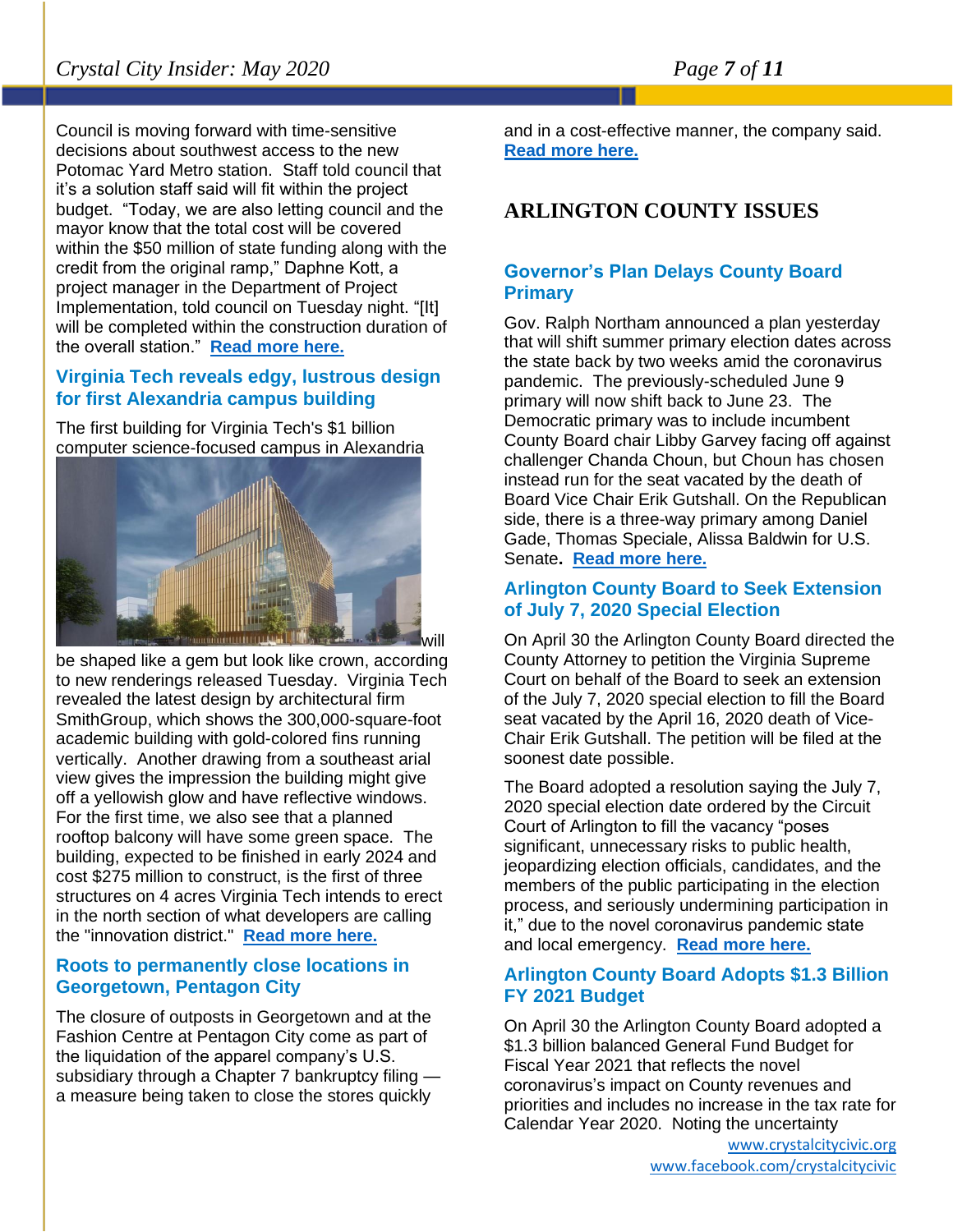Council is moving forward with time-sensitive decisions about southwest access to the new Potomac Yard Metro station. Staff told council that it's a solution staff said will fit within the project budget. "Today, we are also letting council and the mayor know that the total cost will be covered within the $50 million of state funding along with the credit from the original ramp," Daphne Kott, a project manager in the Department of Project Implementation, told council on Tuesday night. "[It] will be completed within the construction duration of the overall station." **Read more here.**

### Virginia Tech reveals edgy, lustrous design for first Alexandria campus building

The first building for Virginia Tech's $1 billion computer science-focused campus in Alexandria will be shaped like a gem but look like crown, according to new renderings released Tuesday. Virginia Tech revealed the latest design by architectural firm SmithGroup, which shows the 300,000-square-foot academic building with gold-colored fins running vertically. Another drawing from a southeast arial view gives the impression the building might give off a yellowish glow and have reflective windows. For the first time, we also see that a planned rooftop balcony will have some green space. The building, expected to be finished in early 2024 and cost $275 million to construct, is the first of three structures on 4 acres Virginia Tech intends to erect in the north section of what developers are calling the "innovation district." **Read more here.**

### Roots to permanently close locations in Georgetown, Pentagon City

The closure of outposts in Georgetown and at the Fashion Centre at Pentagon City come as part of the liquidation of the apparel company's U.S. subsidiary through a Chapter 7 bankruptcy filing — a measure being taken to close the stores quickly and in a cost-effective manner, the company said. **Read more here.**

## ARLINGTON COUNTY ISSUES

### Governor's Plan Delays County Board Primary

Gov. Ralph Northam announced a plan yesterday that will shift summer primary election dates across the state back by two weeks amid the coronavirus pandemic. The previously-scheduled June 9 primary will now shift back to June 23. The Democratic primary was to include incumbent County Board chair Libby Garvey facing off against challenger Chanda Choun, but Choun has chosen instead run for the seat vacated by the death of Board Vice Chair Erik Gutshall. On the Republican side, there is a three-way primary among Daniel Gade, Thomas Speciale, Alissa Baldwin for U.S. Senate**.** **Read more here.**

### Arlington County Board to Seek Extension of July 7, 2020 Special Election

On April 30 the Arlington County Board directed the County Attorney to petition the Virginia Supreme Court on behalf of the Board to seek an extension of the July 7, 2020 special election to fill the Board seat vacated by the April 16, 2020 death of Vice-Chair Erik Gutshall. The petition will be filed at the soonest date possible.

The Board adopted a resolution saying the July 7, 2020 special election date ordered by the Circuit Court of Arlington to fill the vacancy "poses significant, unnecessary risks to public health, jeopardizing election officials, candidates, and the members of the public participating in the election process, and seriously undermining participation in it," due to the novel coronavirus pandemic state and local emergency. **Read more here.**

### Arlington County Board Adopts $1.3 Billion FY 2021 Budget

On April 30 the Arlington County Board adopted a $1.3 billion balanced General Fund Budget for Fiscal Year 2021 that reflects the novel coronavirus's impact on County revenues and priorities and includes no increase in the tax rate for Calendar Year 2020. Noting the uncertainty

www.crystalcitycivic.org
www.facebook.com/crystalcitycivic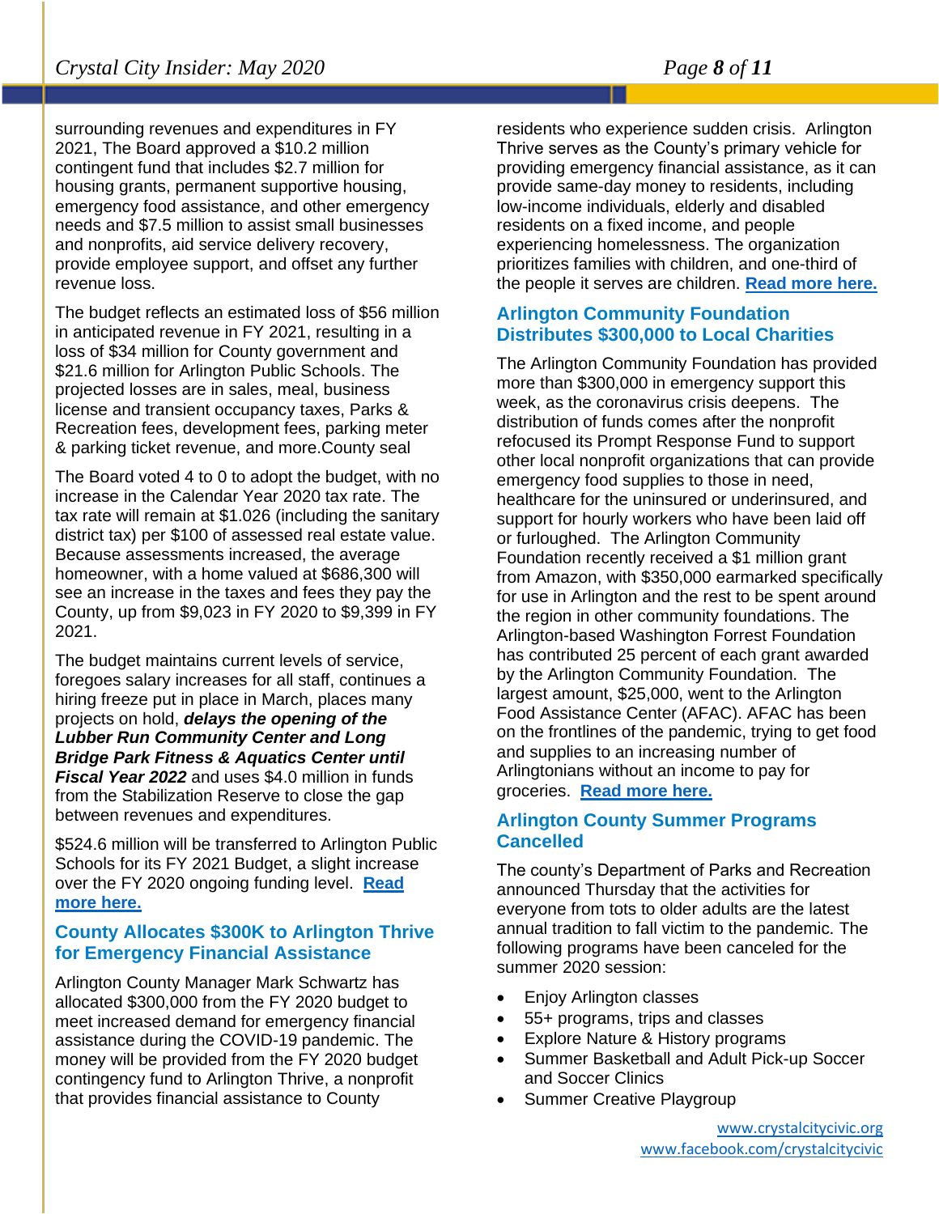surrounding revenues and expenditures in FY 2021, The Board approved a $10.2 million contingent fund that includes $2.7 million for housing grants, permanent supportive housing, emergency food assistance, and other emergency needs and $7.5 million to assist small businesses and nonprofits, aid service delivery recovery, provide employee support, and offset any further revenue loss.

The budget reflects an estimated loss of $56 million in anticipated revenue in FY 2021, resulting in a loss of $34 million for County government and $21.6 million for Arlington Public Schools. The projected losses are in sales, meal, business license and transient occupancy taxes, Parks & Recreation fees, development fees, parking meter & parking ticket revenue, and more.County seal

The Board voted 4 to 0 to adopt the budget, with no increase in the Calendar Year 2020 tax rate. The tax rate will remain at $1.026 (including the sanitary district tax) per $100 of assessed real estate value. Because assessments increased, the average homeowner, with a home valued at $686,300 will see an increase in the taxes and fees they pay the County, up from $9,023 in FY 2020 to $9,399 in FY 2021.

The budget maintains current levels of service, foregoes salary increases for all staff, continues a hiring freeze put in place in March, places many projects on hold, ***delays the opening of the Lubber Run Community Center and Long Bridge Park Fitness & Aquatics Center until Fiscal Year 2022*** and uses $4.0 million in funds from the Stabilization Reserve to close the gap between revenues and expenditures.

$524.6 million will be transferred to Arlington Public Schools for its FY 2021 Budget, a slight increase over the FY 2020 ongoing funding level. **Read more here.**

## County Allocates $300K to Arlington Thrive for Emergency Financial Assistance

Arlington County Manager Mark Schwartz has allocated $300,000 from the FY 2020 budget to meet increased demand for emergency financial assistance during the COVID-19 pandemic. The money will be provided from the FY 2020 budget contingency fund to Arlington Thrive, a nonprofit that provides financial assistance to County residents who experience sudden crisis. Arlington Thrive serves as the County's primary vehicle for providing emergency financial assistance, as it can provide same-day money to residents, including low-income individuals, elderly and disabled residents on a fixed income, and people experiencing homelessness. The organization prioritizes families with children, and one-third of the people it serves are children. **Read more here.**

## Arlington Community Foundation Distributes $300,000 to Local Charities

The Arlington Community Foundation has provided more than $300,000 in emergency support this week, as the coronavirus crisis deepens. The distribution of funds comes after the nonprofit refocused its Prompt Response Fund to support other local nonprofit organizations that can provide emergency food supplies to those in need, healthcare for the uninsured or underinsured, and support for hourly workers who have been laid off or furloughed. The Arlington Community Foundation recently received a $1 million grant from Amazon, with $350,000 earmarked specifically for use in Arlington and the rest to be spent around the region in other community foundations. The Arlington-based Washington Forrest Foundation has contributed 25 percent of each grant awarded by the Arlington Community Foundation. The largest amount, $25,000, went to the Arlington Food Assistance Center (AFAC). AFAC has been on the frontlines of the pandemic, trying to get food and supplies to an increasing number of Arlingtonians without an income to pay for groceries. **Read more here.**

## Arlington County Summer Programs Cancelled

The county's Department of Parks and Recreation announced Thursday that the activities for everyone from tots to older adults are the latest annual tradition to fall victim to the pandemic. The following programs have been canceled for the summer 2020 session:

- Enjoy Arlington classes
- 55+ programs, trips and classes
- Explore Nature & History programs
- Summer Basketball and Adult Pick-up Soccer and Soccer Clinics
- Summer Creative Playgroup

www.crystalcitycivic.org
www.facebook.com/crystalcitycivic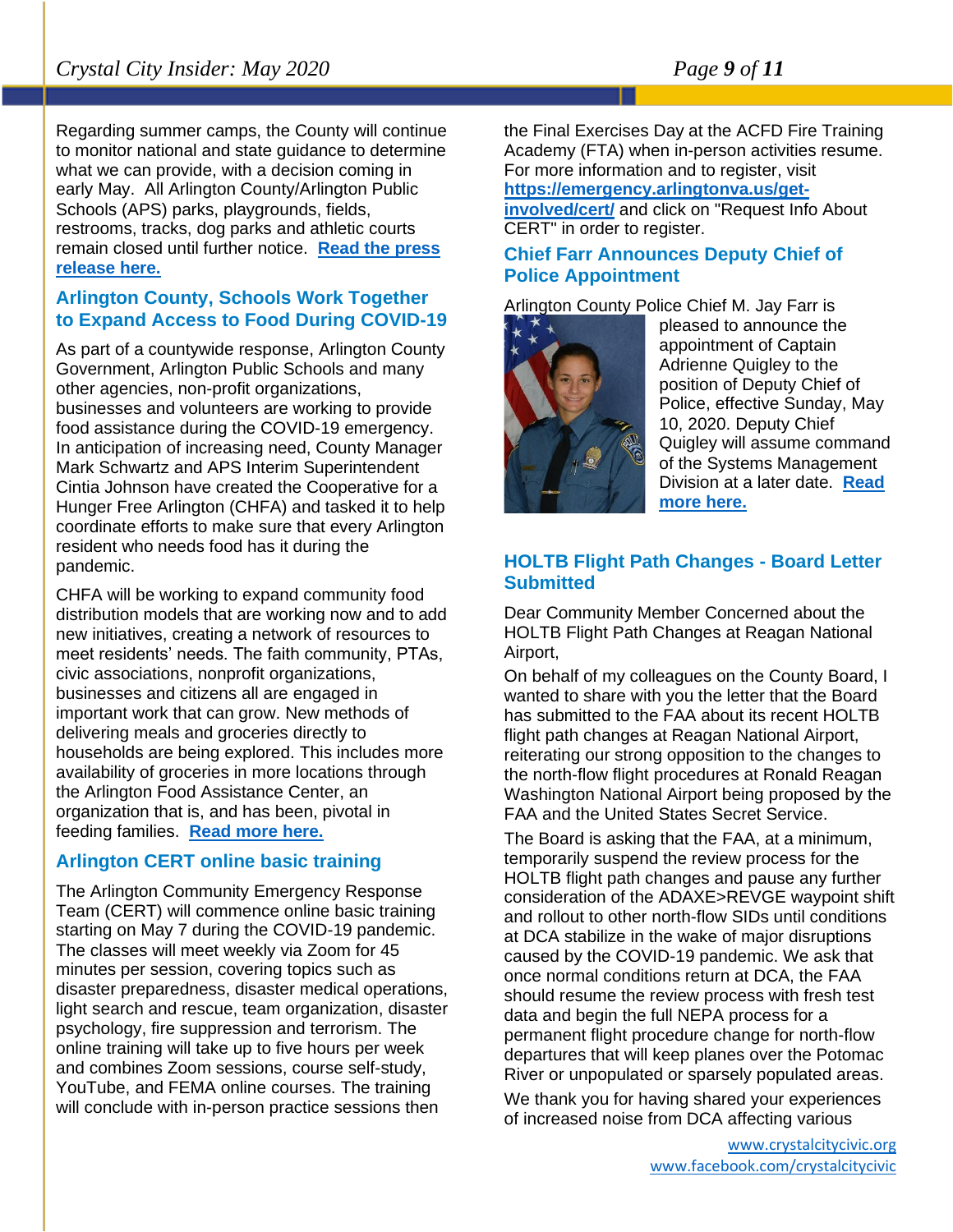Regarding summer camps, the County will continue to monitor national and state guidance to determine what we can provide, with a decision coming in early May. All Arlington County/Arlington Public Schools (APS) parks, playgrounds, fields, restrooms, tracks, dog parks and athletic courts remain closed until further notice. **Read the press release here.**

## Arlington County, Schools Work Together to Expand Access to Food During COVID-19

As part of a countywide response, Arlington County Government, Arlington Public Schools and many other agencies, non-profit organizations, businesses and volunteers are working to provide food assistance during the COVID-19 emergency. In anticipation of increasing need, County Manager Mark Schwartz and APS Interim Superintendent Cintia Johnson have created the Cooperative for a Hunger Free Arlington (CHFA) and tasked it to help coordinate efforts to make sure that every Arlington resident who needs food has it during the pandemic.

CHFA will be working to expand community food distribution models that are working now and to add new initiatives, creating a network of resources to meet residents' needs. The faith community, PTAs, civic associations, nonprofit organizations, businesses and citizens all are engaged in important work that can grow. New methods of delivering meals and groceries directly to households are being explored. This includes more availability of groceries in more locations through the Arlington Food Assistance Center, an organization that is, and has been, pivotal in feeding families. **Read more here.**

## Arlington CERT online basic training

The Arlington Community Emergency Response Team (CERT) will commence online basic training starting on May 7 during the COVID-19 pandemic. The classes will meet weekly via Zoom for 45 minutes per session, covering topics such as disaster preparedness, disaster medical operations, light search and rescue, team organization, disaster psychology, fire suppression and terrorism. The online training will take up to five hours per week and combines Zoom sessions, course self-study, YouTube, and FEMA online courses. The training will conclude with in-person practice sessions then the Final Exercises Day at the ACFD Fire Training Academy (FTA) when in-person activities resume. For more information and to register, visit **https://emergency.arlingtonva.us/get-involved/cert/** and click on "Request Info About CERT" in order to register.

## Chief Farr Announces Deputy Chief of Police Appointment

Arlington County Police Chief M. Jay Farr is pleased to announce the appointment of Captain Adrienne Quigley to the position of Deputy Chief of Police, effective Sunday, May 10, 2020. Deputy Chief Quigley will assume command of the Systems Management Division at a later date. **Read more here.**

## HOLTB Flight Path Changes - Board Letter Submitted

Dear Community Member Concerned about the HOLTB Flight Path Changes at Reagan National Airport,

On behalf of my colleagues on the County Board, I wanted to share with you the letter that the Board has submitted to the FAA about its recent HOLTB flight path changes at Reagan National Airport, reiterating our strong opposition to the changes to the north-flow flight procedures at Ronald Reagan Washington National Airport being proposed by the FAA and the United States Secret Service.

The Board is asking that the FAA, at a minimum, temporarily suspend the review process for the HOLTB flight path changes and pause any further consideration of the ADAXE>REVGE waypoint shift and rollout to other north-flow SIDs until conditions at DCA stabilize in the wake of major disruptions caused by the COVID-19 pandemic. We ask that once normal conditions return at DCA, the FAA should resume the review process with fresh test data and begin the full NEPA process for a permanent flight procedure change for north-flow departures that will keep planes over the Potomac River or unpopulated or sparsely populated areas.

We thank you for having shared your experiences of increased noise from DCA affecting various

www.crystalcitycivic.org
www.facebook.com/crystalcitycivic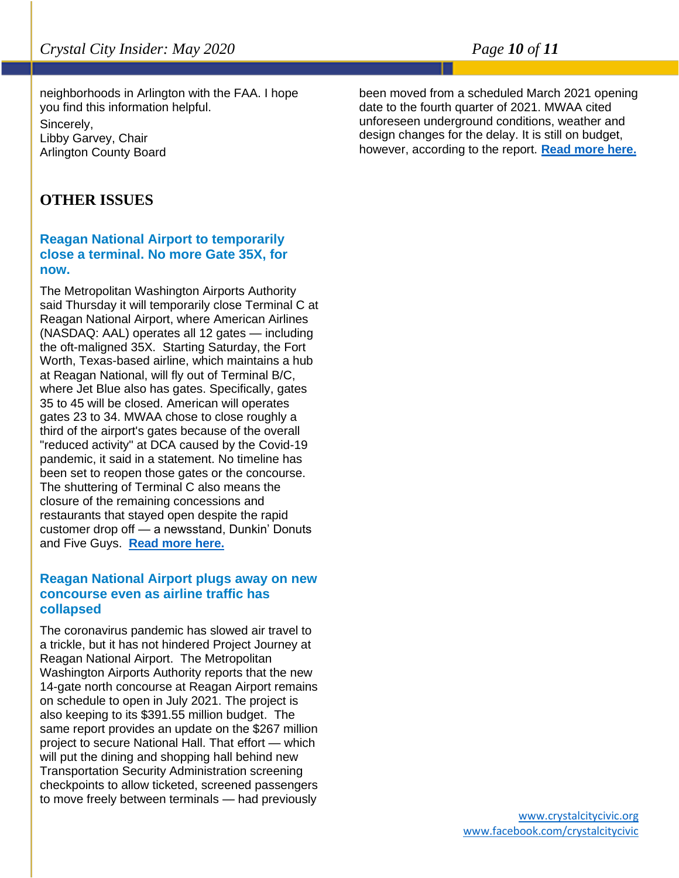neighborhoods in Arlington with the FAA. I hope you find this information helpful.

Sincerely,
Libby Garvey, Chair
Arlington County Board

## OTHER ISSUES

### Reagan National Airport to temporarily close a terminal. No more Gate 35X, for now.

The Metropolitan Washington Airports Authority said Thursday it will temporarily close Terminal C at Reagan National Airport, where American Airlines (NASDAQ: AAL) operates all 12 gates — including the oft-maligned 35X. Starting Saturday, the Fort Worth, Texas-based airline, which maintains a hub at Reagan National, will fly out of Terminal B/C, where Jet Blue also has gates. Specifically, gates 35 to 45 will be closed. American will operates gates 23 to 34. MWAA chose to close roughly a third of the airport's gates because of the overall "reduced activity" at DCA caused by the Covid-19 pandemic, it said in a statement. No timeline has been set to reopen those gates or the concourse. The shuttering of Terminal C also means the closure of the remaining concessions and restaurants that stayed open despite the rapid customer drop off — a newsstand, Dunkin' Donuts and Five Guys. **Read more here.**

### Reagan National Airport plugs away on new concourse even as airline traffic has collapsed

The coronavirus pandemic has slowed air travel to a trickle, but it has not hindered Project Journey at Reagan National Airport. The Metropolitan Washington Airports Authority reports that the new 14-gate north concourse at Reagan Airport remains on schedule to open in July 2021. The project is also keeping to its $391.55 million budget. The same report provides an update on the $267 million project to secure National Hall. That effort — which will put the dining and shopping hall behind new Transportation Security Administration screening checkpoints to allow ticketed, screened passengers to move freely between terminals — had previously been moved from a scheduled March 2021 opening date to the fourth quarter of 2021. MWAA cited unforeseen underground conditions, weather and design changes for the delay. It is still on budget, however, according to the report. **Read more here.**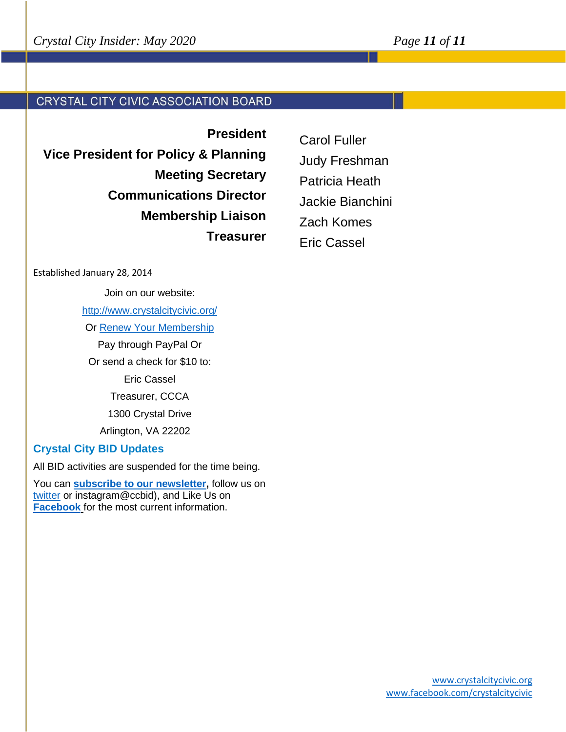## CRYSTAL CITY CIVIC ASSOCIATION BOARD

| | |
|---|---|
| **President** | Carol Fuller |
| **Vice President for Policy & Planning** | Judy Freshman |
| **Meeting Secretary** | Patricia Heath |
| **Communications Director** | Jackie Bianchini |
| **Membership Liaison** | Zach Komes |
| **Treasurer** | Eric Cassel |

Established January 28, 2014

Join on our website:

http://www.crystalcitycivic.org/

Or Renew Your Membership

Pay through PayPal Or

Or send a check for $10 to:

Eric Cassel

Treasurer, CCCA

1300 Crystal Drive

Arlington, VA 22202

### Crystal City BID Updates

All BID activities are suspended for the time being.

You can **subscribe to our newsletter**, follow us on twitter or instagram@ccbid), and Like Us on **Facebook** for the most current information.

www.crystalcitycivic.org
www.facebook.com/crystalcitycivic